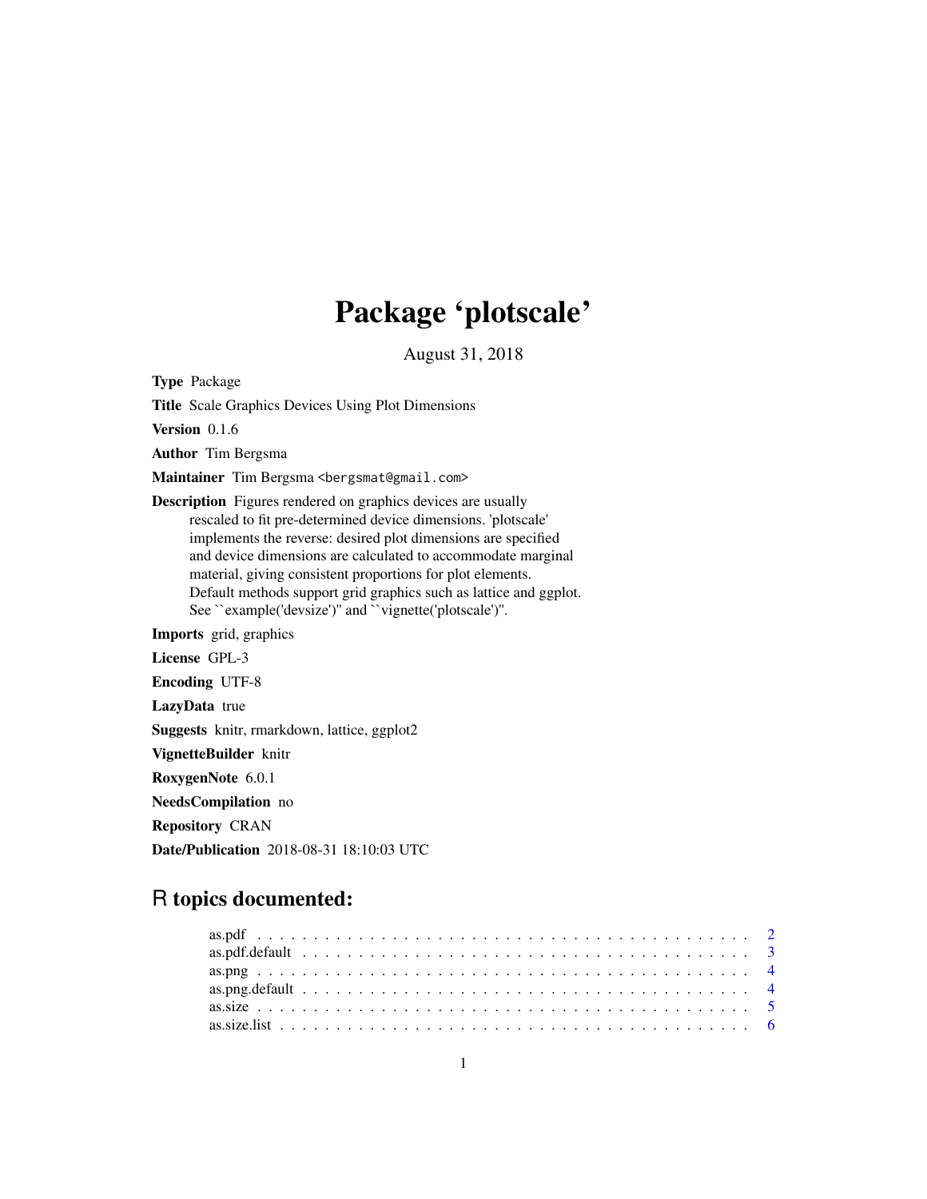# Package 'plotscale'

August 31, 2018

**Type** Package

**Title** Scale Graphics Devices Using Plot Dimensions

**Version** 0.1.6

**Author** Tim Bergsma

**Maintainer** Tim Bergsma <bergsmat@gmail.com>

**Description** Figures rendered on graphics devices are usually rescaled to fit pre-determined device dimensions. 'plotscale' implements the reverse: desired plot dimensions are specified and device dimensions are calculated to accommodate marginal material, giving consistent proportions for plot elements. Default methods support grid graphics such as lattice and ggplot. See ``example('devsize')'' and ``vignette('plotscale')''.

**Imports** grid, graphics

**License** GPL-3

**Encoding** UTF-8

**LazyData** true

**Suggests** knitr, rmarkdown, lattice, ggplot2

**VignetteBuilder** knitr

**RoxygenNote** 6.0.1

**NeedsCompilation** no

**Repository** CRAN

**Date/Publication** 2018-08-31 18:10:03 UTC

## R topics documented:

- as.pdf . . . . . . . . . . . . . . . . . . . . . . . . . . . . . . . . . . . . . . . . . . 2
- as.pdf.default . . . . . . . . . . . . . . . . . . . . . . . . . . . . . . . . . . . . . 3
- as.png . . . . . . . . . . . . . . . . . . . . . . . . . . . . . . . . . . . . . . . . . . 4
- as.png.default . . . . . . . . . . . . . . . . . . . . . . . . . . . . . . . . . . . . . 4
- as.size . . . . . . . . . . . . . . . . . . . . . . . . . . . . . . . . . . . . . . . . . . 5
- as.size.list . . . . . . . . . . . . . . . . . . . . . . . . . . . . . . . . . . . . . . . 6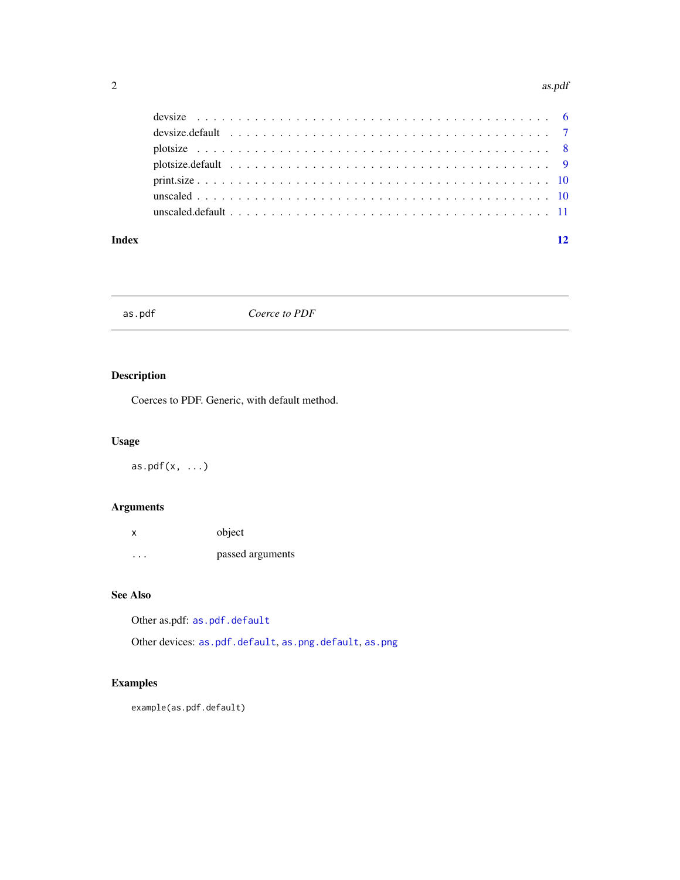devsize . . . . . . . . . . . . . . . . . . . . . . . . . . . . . . . . . . . . . . . . . 6
devsize.default . . . . . . . . . . . . . . . . . . . . . . . . . . . . . . . . . . . . . 7
plotsize . . . . . . . . . . . . . . . . . . . . . . . . . . . . . . . . . . . . . . . . . 8
plotsize.default . . . . . . . . . . . . . . . . . . . . . . . . . . . . . . . . . . . . . 9
print.size . . . . . . . . . . . . . . . . . . . . . . . . . . . . . . . . . . . . . . . . 10
unscaled . . . . . . . . . . . . . . . . . . . . . . . . . . . . . . . . . . . . . . . . . 10
unscaled.default . . . . . . . . . . . . . . . . . . . . . . . . . . . . . . . . . . . . . 11

**Index** **12**

---

`as.pdf` *Coerce to PDF*

---

## Description

Coerces to PDF. Generic, with default method.

## Usage

```
as.pdf(x, ...)
```

## Arguments

| | |
|---|---|
| `x` | object |
| `...` | passed arguments |

## See Also

Other as.pdf: `as.pdf.default`

Other devices: `as.pdf.default`, `as.png.default`, `as.png`

## Examples

```
example(as.pdf.default)
```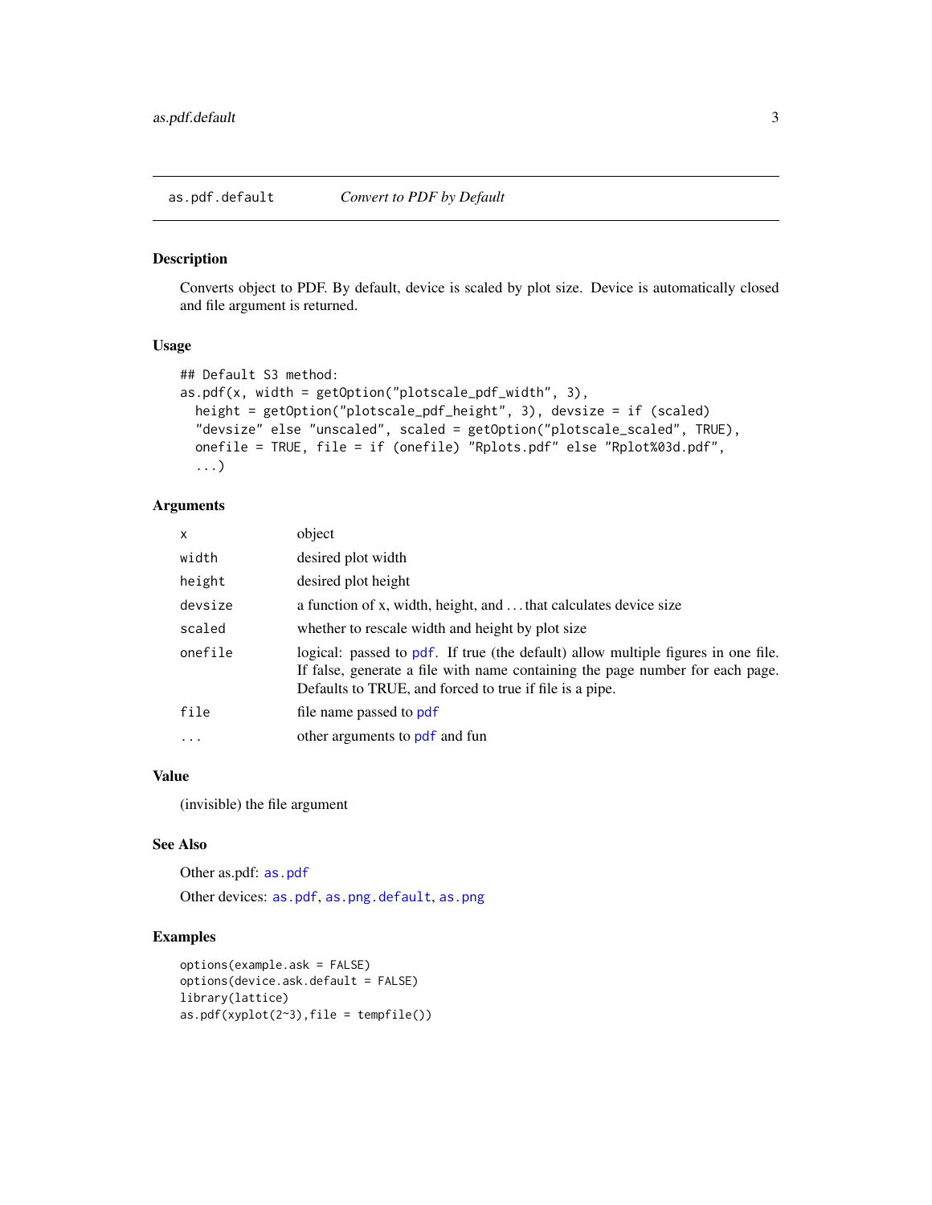as.pdf.default *Convert to PDF by Default*

## Description

Converts object to PDF. By default, device is scaled by plot size. Device is automatically closed and file argument is returned.

## Usage

```
## Default S3 method:
as.pdf(x, width = getOption("plotscale_pdf_width", 3),
  height = getOption("plotscale_pdf_height", 3), devsize = if (scaled)
  "devsize" else "unscaled", scaled = getOption("plotscale_scaled", TRUE),
  onefile = TRUE, file = if (onefile) "Rplots.pdf" else "Rplot%03d.pdf",
  ...)
```

## Arguments

| | |
|---|---|
| `x` | object |
| `width` | desired plot width |
| `height` | desired plot height |
| `devsize` | a function of x, width, height, and ... that calculates device size |
| `scaled` | whether to rescale width and height by plot size |
| `onefile` | logical: passed to `pdf`. If true (the default) allow multiple figures in one file. If false, generate a file with name containing the page number for each page. Defaults to TRUE, and forced to true if file is a pipe. |
| `file` | file name passed to `pdf` |
| `...` | other arguments to `pdf` and fun |

## Value

(invisible) the file argument

## See Also

Other as.pdf: `as.pdf`

Other devices: `as.pdf`, `as.png.default`, `as.png`

## Examples

```
options(example.ask = FALSE)
options(device.ask.default = FALSE)
library(lattice)
as.pdf(xyplot(2~3),file = tempfile())
```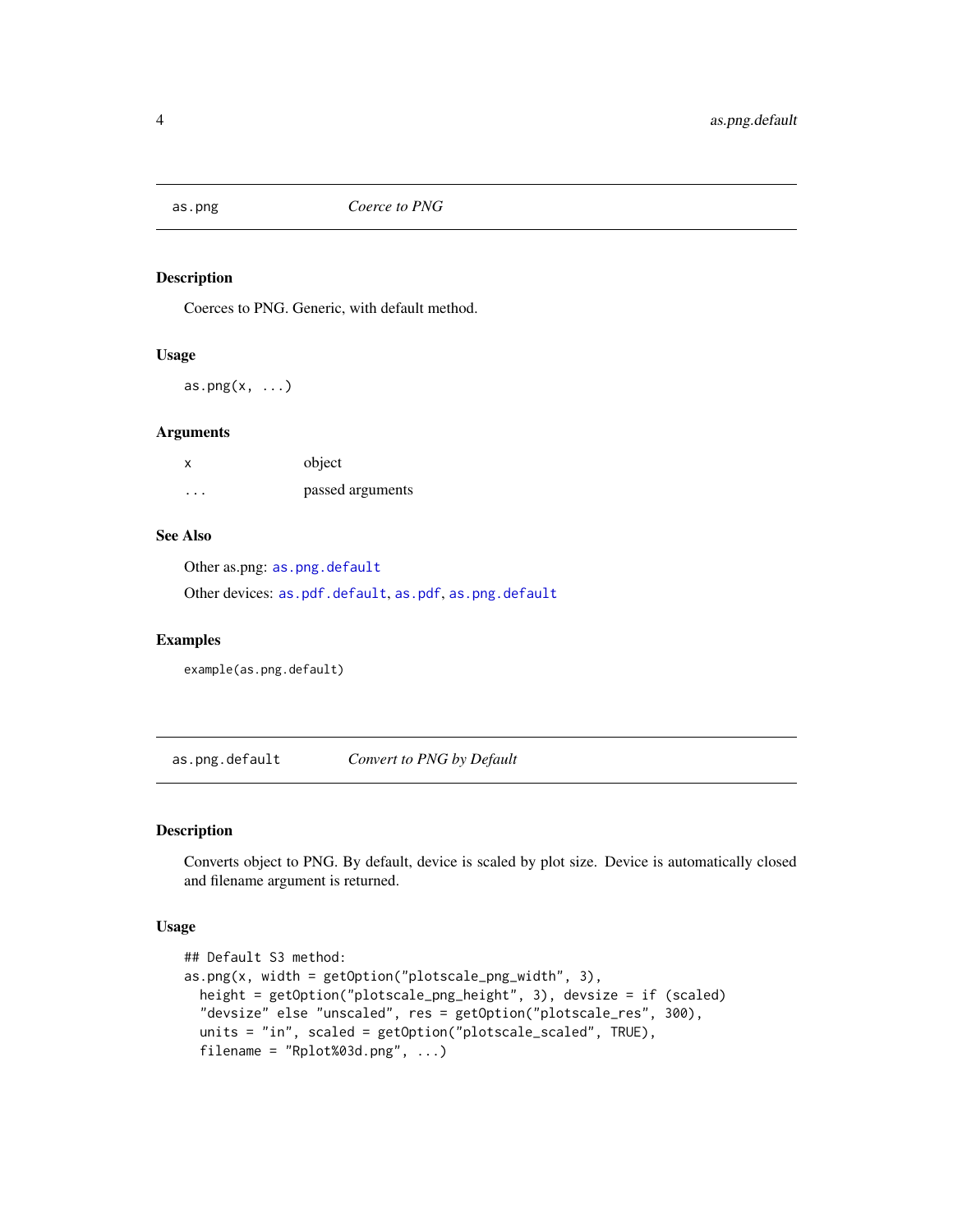## as.png — *Coerce to PNG*

### Description

Coerces to PNG. Generic, with default method.

### Usage

```
as.png(x, ...)
```

### Arguments

| | |
|---|---|
| x | object |
| ... | passed arguments |

### See Also

Other as.png: as.png.default

Other devices: as.pdf.default, as.pdf, as.png.default

### Examples

```
example(as.png.default)
```

## as.png.default — *Convert to PNG by Default*

### Description

Converts object to PNG. By default, device is scaled by plot size. Device is automatically closed and filename argument is returned.

### Usage

```
## Default S3 method:
as.png(x, width = getOption("plotscale_png_width", 3),
  height = getOption("plotscale_png_height", 3), devsize = if (scaled)
  "devsize" else "unscaled", res = getOption("plotscale_res", 300),
  units = "in", scaled = getOption("plotscale_scaled", TRUE),
  filename = "Rplot%03d.png", ...)
```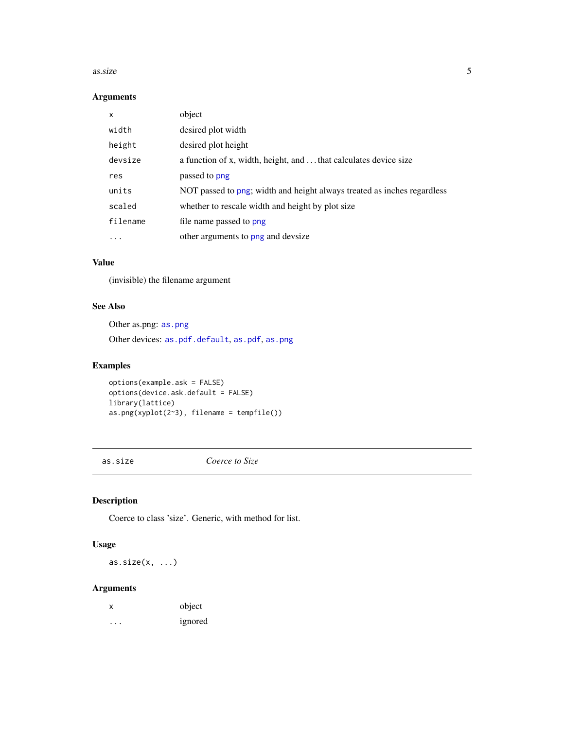### Arguments

| | |
|---|---|
| `x` | object |
| `width` | desired plot width |
| `height` | desired plot height |
| `devsize` | a function of x, width, height, and ... that calculates device size |
| `res` | passed to png |
| `units` | NOT passed to png; width and height always treated as inches regardless |
| `scaled` | whether to rescale width and height by plot size |
| `filename` | file name passed to png |
| `...` | other arguments to png and devsize |

### Value

(invisible) the filename argument

### See Also

Other as.png: `as.png`

Other devices: `as.pdf.default`, `as.pdf`, `as.png`

### Examples

```
options(example.ask = FALSE)
options(device.ask.default = FALSE)
library(lattice)
as.png(xyplot(2~3), filename = tempfile())
```

---

## as.size    *Coerce to Size*

### Description

Coerce to class 'size'. Generic, with method for list.

### Usage

```
as.size(x, ...)
```

### Arguments

| | |
|---|---|
| `x` | object |
| `...` | ignored |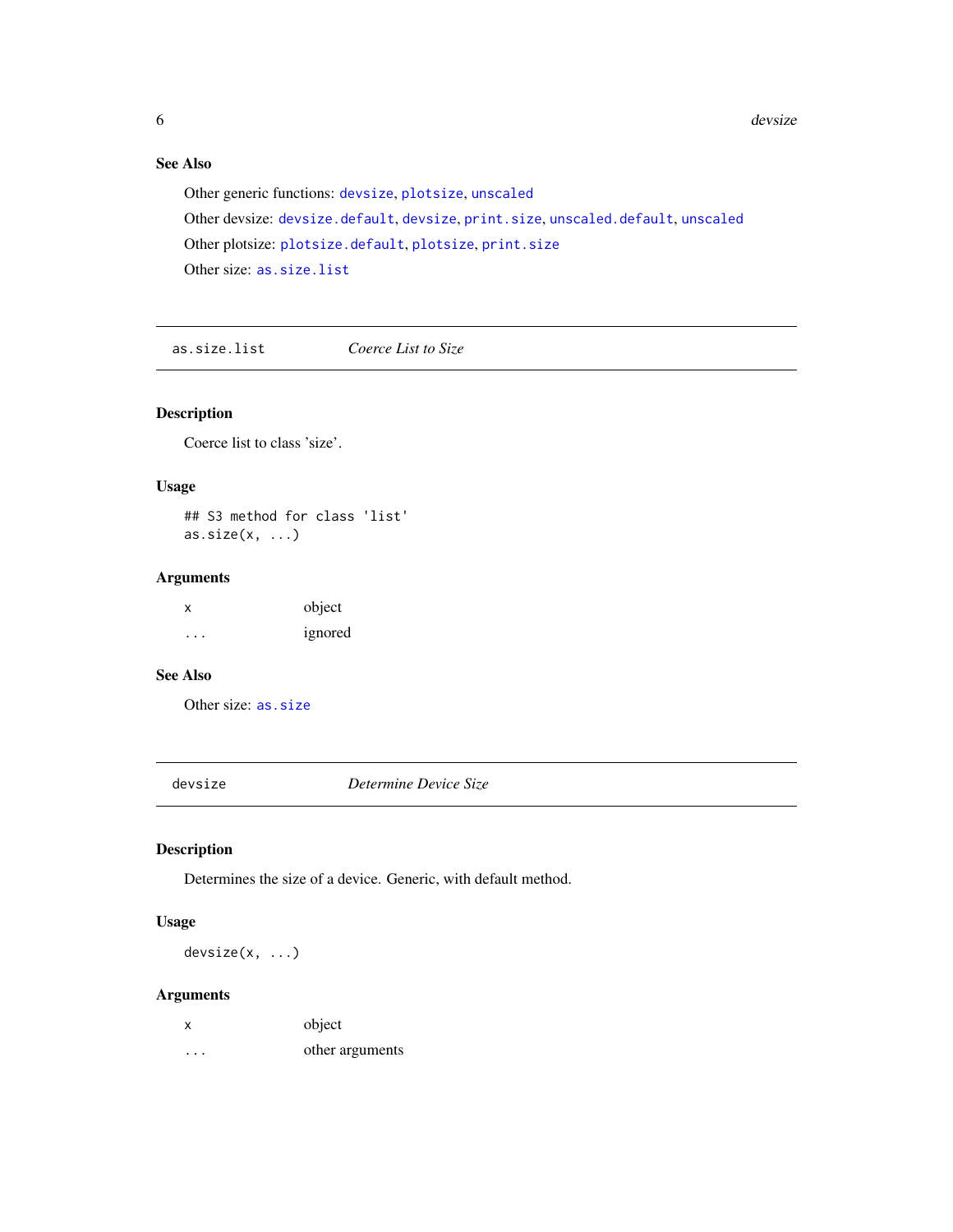### See Also

Other generic functions: `devsize`, `plotsize`, `unscaled`

Other devsize: `devsize.default`, `devsize`, `print.size`, `unscaled.default`, `unscaled`

Other plotsize: `plotsize.default`, `plotsize`, `print.size`

Other size: `as.size.list`

---

## `as.size.list` *Coerce List to Size*

### Description

Coerce list to class 'size'.

### Usage

```
## S3 method for class 'list'
as.size(x, ...)
```

### Arguments

| | |
|---|---|
| `x` | object |
| `...` | ignored |

### See Also

Other size: `as.size`

---

## `devsize` *Determine Device Size*

### Description

Determines the size of a device. Generic, with default method.

### Usage

```
devsize(x, ...)
```

### Arguments

| | |
|---|---|
| `x` | object |
| `...` | other arguments |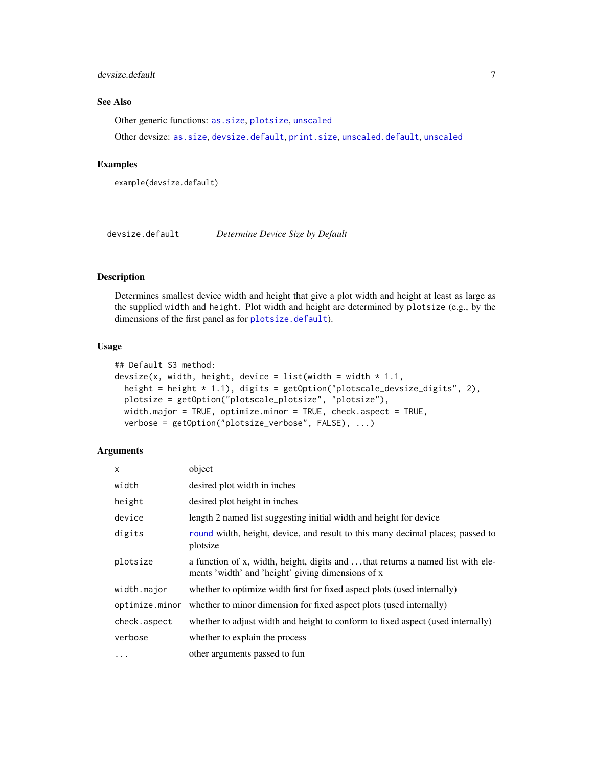### See Also

Other generic functions: `as.size`, `plotsize`, `unscaled`

Other devsize: `as.size`, `devsize.default`, `print.size`, `unscaled.default`, `unscaled`

### Examples

```
example(devsize.default)
```

---

## devsize.default *Determine Device Size by Default*

---

### Description

Determines smallest device width and height that give a plot width and height at least as large as the supplied `width` and `height`. Plot width and height are determined by `plotsize` (e.g., by the dimensions of the first panel as for `plotsize.default`).

### Usage

```
## Default S3 method:
devsize(x, width, height, device = list(width = width * 1.1,
  height = height * 1.1), digits = getOption("plotscale_devsize_digits", 2),
  plotsize = getOption("plotscale_plotsize", "plotsize"),
  width.major = TRUE, optimize.minor = TRUE, check.aspect = TRUE,
  verbose = getOption("plotsize_verbose", FALSE), ...)
```

### Arguments

| | |
|---|---|
| `x` | object |
| `width` | desired plot width in inches |
| `height` | desired plot height in inches |
| `device` | length 2 named list suggesting initial width and height for device |
| `digits` | `round` width, height, device, and result to this many decimal places; passed to plotsize |
| `plotsize` | a function of x, width, height, digits and ... that returns a named list with elements 'width' and 'height' giving dimensions of x |
| `width.major` | whether to optimize width first for fixed aspect plots (used internally) |
| `optimize.minor` | whether to minor dimension for fixed aspect plots (used internally) |
| `check.aspect` | whether to adjust width and height to conform to fixed aspect (used internally) |
| `verbose` | whether to explain the process |
| `...` | other arguments passed to fun |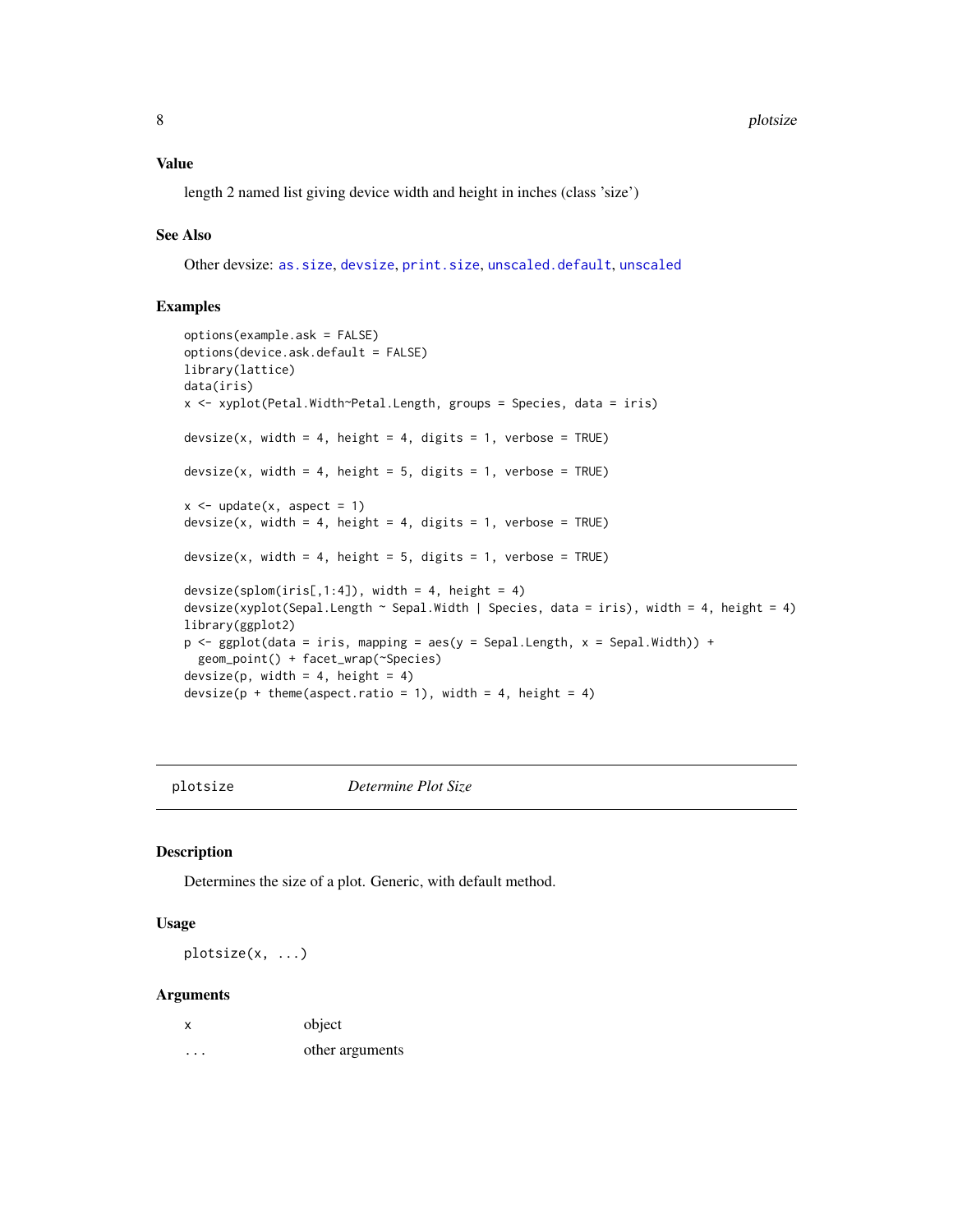### Value

length 2 named list giving device width and height in inches (class 'size')

### See Also

Other devsize: `as.size`, `devsize`, `print.size`, `unscaled.default`, `unscaled`

### Examples

```
options(example.ask = FALSE)
options(device.ask.default = FALSE)
library(lattice)
data(iris)
x <- xyplot(Petal.Width~Petal.Length, groups = Species, data = iris)

devsize(x, width = 4, height = 4, digits = 1, verbose = TRUE)

devsize(x, width = 4, height = 5, digits = 1, verbose = TRUE)

x <- update(x, aspect = 1)
devsize(x, width = 4, height = 4, digits = 1, verbose = TRUE)

devsize(x, width = 4, height = 5, digits = 1, verbose = TRUE)

devsize(splom(iris[,1:4]), width = 4, height = 4)
devsize(xyplot(Sepal.Length ~ Sepal.Width | Species, data = iris), width = 4, height = 4)
library(ggplot2)
p <- ggplot(data = iris, mapping = aes(y = Sepal.Length, x = Sepal.Width)) +
  geom_point() + facet_wrap(~Species)
devsize(p, width = 4, height = 4)
devsize(p + theme(aspect.ratio = 1), width = 4, height = 4)
```

---

## plotsize — *Determine Plot Size*

---

### Description

Determines the size of a plot. Generic, with default method.

### Usage

```
plotsize(x, ...)
```

### Arguments

| | |
|---|---|
| `x` | object |
| `...` | other arguments |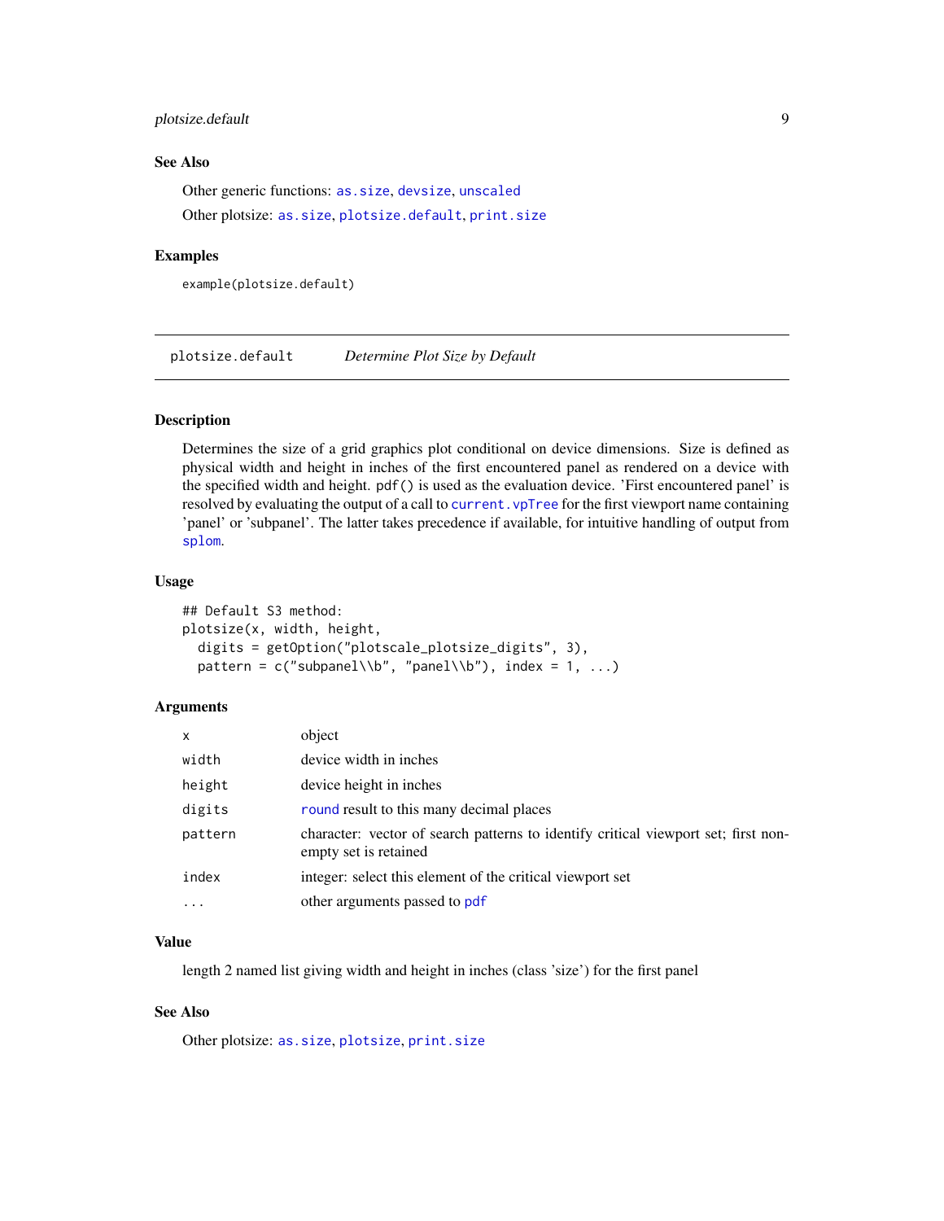### See Also

Other generic functions: `as.size`, `devsize`, `unscaled`

Other plotsize: `as.size`, `plotsize.default`, `print.size`

### Examples

```
example(plotsize.default)
```

---

## plotsize.default — *Determine Plot Size by Default*

### Description

Determines the size of a grid graphics plot conditional on device dimensions. Size is defined as physical width and height in inches of the first encountered panel as rendered on a device with the specified width and height. `pdf()` is used as the evaluation device. 'First encountered panel' is resolved by evaluating the output of a call to `current.vpTree` for the first viewport name containing 'panel' or 'subpanel'. The latter takes precedence if available, for intuitive handling of output from `splom`.

### Usage

```
## Default S3 method:
plotsize(x, width, height,
  digits = getOption("plotscale_plotsize_digits", 3),
  pattern = c("subpanel\\b", "panel\\b"), index = 1, ...)
```

### Arguments

| | |
|---|---|
| `x` | object |
| `width` | device width in inches |
| `height` | device height in inches |
| `digits` | `round` result to this many decimal places |
| `pattern` | character: vector of search patterns to identify critical viewport set; first non-empty set is retained |
| `index` | integer: select this element of the critical viewport set |
| `...` | other arguments passed to `pdf` |

### Value

length 2 named list giving width and height in inches (class 'size') for the first panel

### See Also

Other plotsize: `as.size`, `plotsize`, `print.size`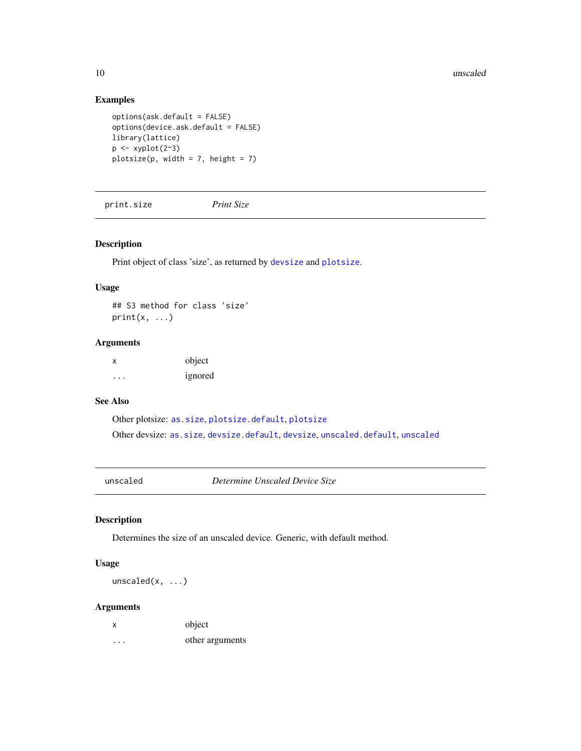### Examples

```
options(ask.default = FALSE)
options(device.ask.default = FALSE)
library(lattice)
p <- xyplot(2~3)
plotsize(p, width = 7, height = 7)
```

---

## print.size — *Print Size*

### Description

Print object of class 'size', as returned by `devsize` and `plotsize`.

### Usage

```
## S3 method for class 'size'
print(x, ...)
```

### Arguments

| | |
|---|---|
| `x` | object |
| `...` | ignored |

### See Also

Other plotsize: `as.size`, `plotsize.default`, `plotsize`

Other devsize: `as.size`, `devsize.default`, `devsize`, `unscaled.default`, `unscaled`

---

## unscaled — *Determine Unscaled Device Size*

### Description

Determines the size of an unscaled device. Generic, with default method.

### Usage

```
unscaled(x, ...)
```

### Arguments

| | |
|---|---|
| `x` | object |
| `...` | other arguments |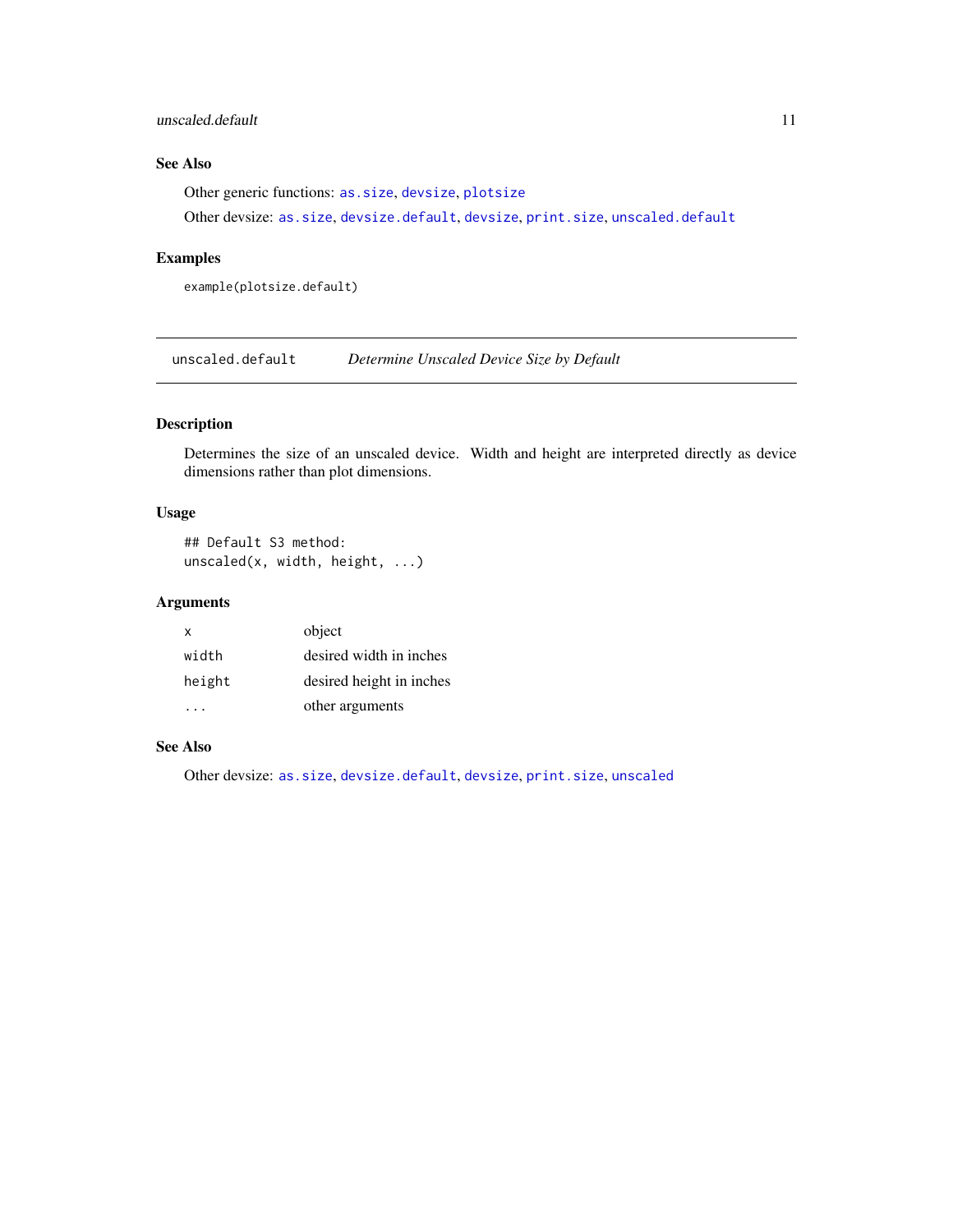## See Also

Other generic functions: `as.size`, `devsize`, `plotsize`

Other devsize: `as.size`, `devsize.default`, `devsize`, `print.size`, `unscaled.default`

## Examples

```
example(plotsize.default)
```

---

# unscaled.default *Determine Unscaled Device Size by Default*

## Description

Determines the size of an unscaled device. Width and height are interpreted directly as device dimensions rather than plot dimensions.

## Usage

```
## Default S3 method:
unscaled(x, width, height, ...)
```

## Arguments

| | |
|---|---|
| `x` | object |
| `width` | desired width in inches |
| `height` | desired height in inches |
| `...` | other arguments |

## See Also

Other devsize: `as.size`, `devsize.default`, `devsize`, `print.size`, `unscaled`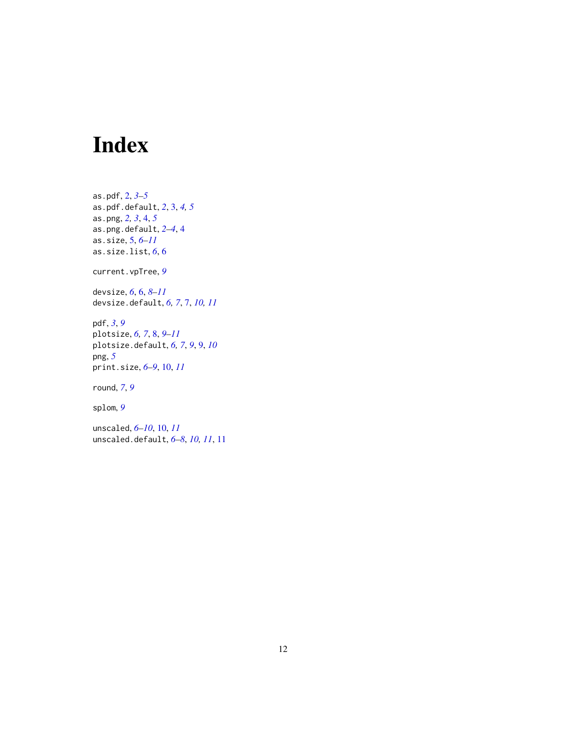# Index

as.pdf, 2, *3–5*
as.pdf.default, *2*, 3, *4, 5*
as.png, *2, 3*, 4, *5*
as.png.default, *2–4*, 4
as.size, 5, *6–11*
as.size.list, *6*, 6

current.vpTree, *9*

devsize, *6*, 6, *8–11*
devsize.default, *6, 7*, 7, *10, 11*

pdf, *3*, *9*
plotsize, *6, 7*, 8, *9–11*
plotsize.default, *6, 7*, *9*, 9, *10*
png, *5*
print.size, *6–9*, 10, *11*

round, *7*, *9*

splom, *9*

unscaled, *6–10*, 10, *11*
unscaled.default, *6–8*, *10, 11*, 11